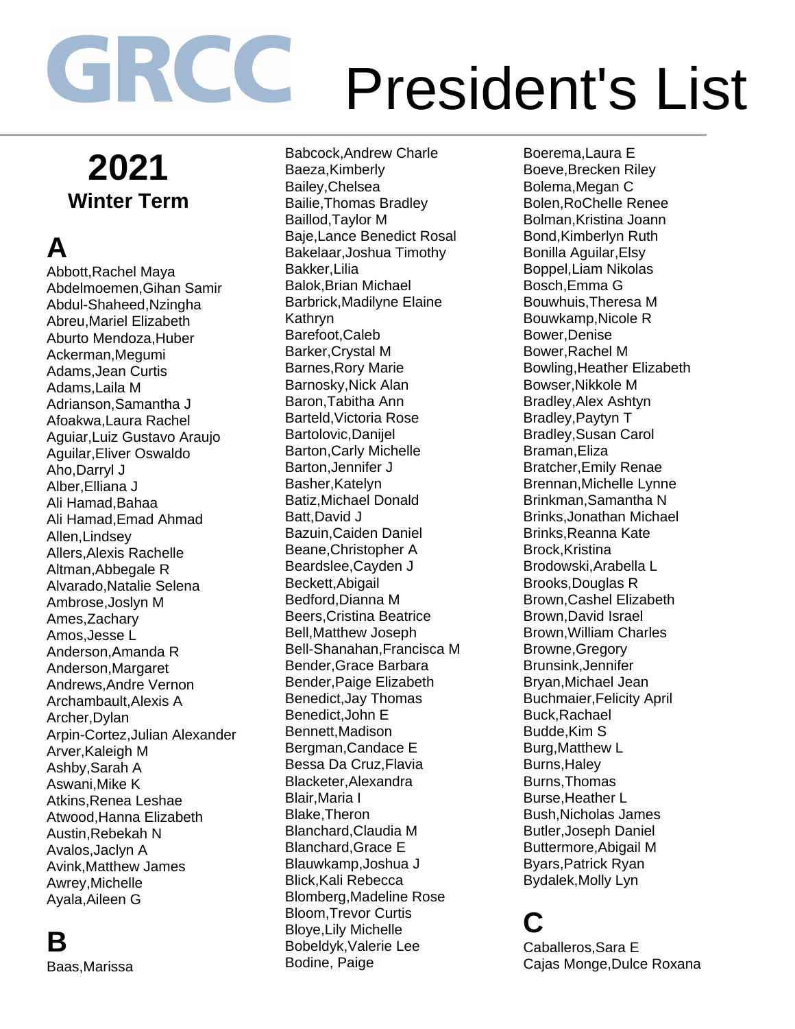# GRCC President's List

## 2021
### Winter Term

## A

Abbott,Rachel Maya
Abdelmoemen,Gihan Samir
Abdul-Shaheed,Nzingha
Abreu,Mariel Elizabeth
Aburto Mendoza,Huber
Ackerman,Megumi
Adams,Jean Curtis
Adams,Laila M
Adrianson,Samantha J
Afoakwa,Laura Rachel
Aguiar,Luiz Gustavo Araujo
Aguilar,Eliver Oswaldo
Aho,Darryl J
Alber,Elliana J
Ali Hamad,Bahaa
Ali Hamad,Emad Ahmad
Allen,Lindsey
Allers,Alexis Rachelle
Altman,Abbegale R
Alvarado,Natalie Selena
Ambrose,Joslyn M
Ames,Zachary
Amos,Jesse L
Anderson,Amanda R
Anderson,Margaret
Andrews,Andre Vernon
Archambault,Alexis A
Archer,Dylan
Arpin-Cortez,Julian Alexander
Arver,Kaleigh M
Ashby,Sarah A
Aswani,Mike K
Atkins,Renea Leshae
Atwood,Hanna Elizabeth
Austin,Rebekah N
Avalos,Jaclyn A
Avink,Matthew James
Awrey,Michelle
Ayala,Aileen G

## B

Baas,Marissa
Babcock,Andrew Charle
Baeza,Kimberly
Bailey,Chelsea
Bailie,Thomas Bradley
Baillod,Taylor M
Baje,Lance Benedict Rosal
Bakelaar,Joshua Timothy
Bakker,Lilia
Balok,Brian Michael
Barbrick,Madilyne Elaine Kathryn
Barefoot,Caleb
Barker,Crystal M
Barnes,Rory Marie
Barnosky,Nick Alan
Baron,Tabitha Ann
Barteld,Victoria Rose
Bartolovic,Danijel
Barton,Carly Michelle
Barton,Jennifer J
Basher,Katelyn
Batiz,Michael Donald
Batt,David J
Bazuin,Caiden Daniel
Beane,Christopher A
Beardslee,Cayden J
Beckett,Abigail
Bedford,Dianna M
Beers,Cristina Beatrice
Bell,Matthew Joseph
Bell-Shanahan,Francisca M
Bender,Grace Barbara
Bender,Paige Elizabeth
Benedict,Jay Thomas
Benedict,John E
Bennett,Madison
Bergman,Candace E
Bessa Da Cruz,Flavia
Blacketer,Alexandra
Blair,Maria I
Blake,Theron
Blanchard,Claudia M
Blanchard,Grace E
Blauwkamp,Joshua J
Blick,Kali Rebecca
Blomberg,Madeline Rose
Bloom,Trevor Curtis
Bloye,Lily Michelle
Bobeldyk,Valerie Lee
Bodine, Paige
Boerema,Laura E
Boeve,Brecken Riley
Bolema,Megan C
Bolen,RoChelle Renee
Bolman,Kristina Joann
Bond,Kimberlyn Ruth
Bonilla Aguilar,Elsy
Boppel,Liam Nikolas
Bosch,Emma G
Bouwhuis,Theresa M
Bouwkamp,Nicole R
Bower,Denise
Bower,Rachel M
Bowling,Heather Elizabeth
Bowser,Nikkole M
Bradley,Alex Ashtyn
Bradley,Paytyn T
Bradley,Susan Carol
Braman,Eliza
Bratcher,Emily Renae
Brennan,Michelle Lynne
Brinkman,Samantha N
Brinks,Jonathan Michael
Brinks,Reanna Kate
Brock,Kristina
Brodowski,Arabella L
Brooks,Douglas R
Brown,Cashel Elizabeth
Brown,David Israel
Brown,William Charles
Browne,Gregory
Brunsink,Jennifer
Bryan,Michael Jean
Buchmaier,Felicity April
Buck,Rachael
Budde,Kim S
Burg,Matthew L
Burns,Haley
Burns,Thomas
Burse,Heather L
Bush,Nicholas James
Butler,Joseph Daniel
Buttermore,Abigail M
Byars,Patrick Ryan
Bydalek,Molly Lyn

## C

Caballeros,Sara E
Cajas Monge,Dulce Roxana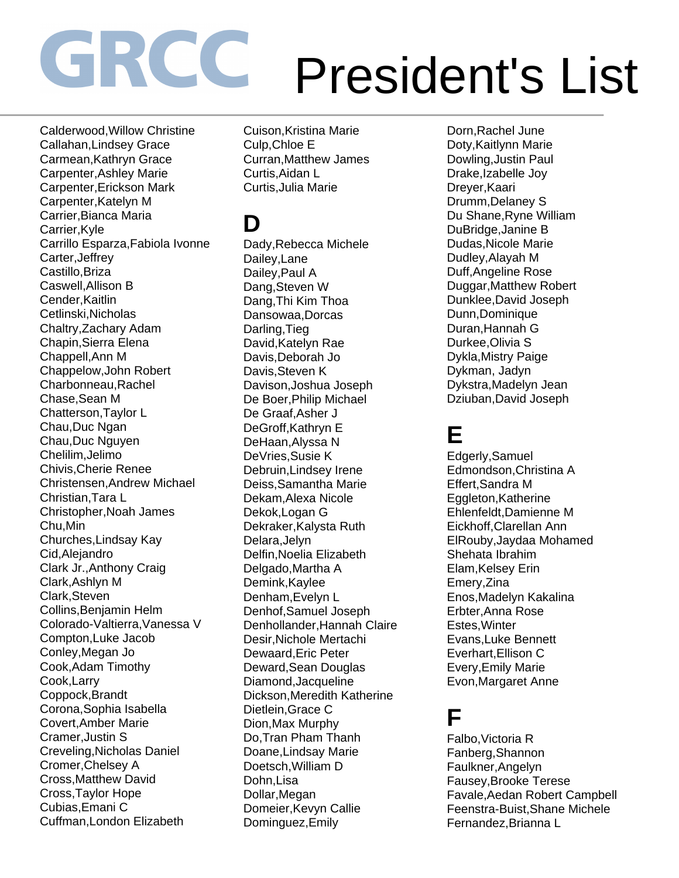# GRCC President's List

Calderwood,Willow Christine
Callahan,Lindsey Grace
Carmean,Kathryn Grace
Carpenter,Ashley Marie
Carpenter,Erickson Mark
Carpenter,Katelyn M
Carrier,Bianca Maria
Carrier,Kyle
Carrillo Esparza,Fabiola Ivonne
Carter,Jeffrey
Castillo,Briza
Caswell,Allison B
Cender,Kaitlin
Cetlinski,Nicholas
Chaltry,Zachary Adam
Chapin,Sierra Elena
Chappell,Ann M
Chappelow,John Robert
Charbonneau,Rachel
Chase,Sean M
Chatterson,Taylor L
Chau,Duc Ngan
Chau,Duc Nguyen
Chelilim,Jelimo
Chivis,Cherie Renee
Christensen,Andrew Michael
Christian,Tara L
Christopher,Noah James
Chu,Min
Churches,Lindsay Kay
Cid,Alejandro
Clark Jr.,Anthony Craig
Clark,Ashlyn M
Clark,Steven
Collins,Benjamin Helm
Colorado-Valtierra,Vanessa V
Compton,Luke Jacob
Conley,Megan Jo
Cook,Adam Timothy
Cook,Larry
Coppock,Brandt
Corona,Sophia Isabella
Covert,Amber Marie
Cramer,Justin S
Creveling,Nicholas Daniel
Cromer,Chelsey A
Cross,Matthew David
Cross,Taylor Hope
Cubias,Emani C
Cuffman,London Elizabeth
Cuison,Kristina Marie
Culp,Chloe E
Curran,Matthew James
Curtis,Aidan L
Curtis,Julia Marie

## D

Dady,Rebecca Michele
Dailey,Lane
Dailey,Paul A
Dang,Steven W
Dang,Thi Kim Thoa
Dansowaa,Dorcas
Darling,Tieg
David,Katelyn Rae
Davis,Deborah Jo
Davis,Steven K
Davison,Joshua Joseph
De Boer,Philip Michael
De Graaf,Asher J
DeGroff,Kathryn E
DeHaan,Alyssa N
DeVries,Susie K
Debruin,Lindsey Irene
Deiss,Samantha Marie
Dekam,Alexa Nicole
Dekok,Logan G
Dekraker,Kalysta Ruth
Delara,Jelyn
Delfin,Noelia Elizabeth
Delgado,Martha A
Demink,Kaylee
Denham,Evelyn L
Denhof,Samuel Joseph
Denhollander,Hannah Claire
Desir,Nichole Mertachi
Dewaard,Eric Peter
Deward,Sean Douglas
Diamond,Jacqueline
Dickson,Meredith Katherine
Dietlein,Grace C
Dion,Max Murphy
Do,Tran Pham Thanh
Doane,Lindsay Marie
Doetsch,William D
Dohn,Lisa
Dollar,Megan
Domeier,Kevyn Callie
Dominguez,Emily
Dorn,Rachel June
Doty,Kaitlynn Marie
Dowling,Justin Paul
Drake,Izabelle Joy
Dreyer,Kaari
Drumm,Delaney S
Du Shane,Ryne William
DuBridge,Janine B
Dudas,Nicole Marie
Dudley,Alayah M
Duff,Angeline Rose
Duggar,Matthew Robert
Dunklee,David Joseph
Dunn,Dominique
Duran,Hannah G
Durkee,Olivia S
Dykla,Mistry Paige
Dykman, Jadyn
Dykstra,Madelyn Jean
Dziuban,David Joseph

## E

Edgerly,Samuel
Edmondson,Christina A
Effert,Sandra M
Eggleton,Katherine
Ehlenfeldt,Damienne M
Eickhoff,Clarellan Ann
ElRouby,Jaydaa Mohamed Shehata Ibrahim
Elam,Kelsey Erin
Emery,Zina
Enos,Madelyn Kakalina
Erbter,Anna Rose
Estes,Winter
Evans,Luke Bennett
Everhart,Ellison C
Every,Emily Marie
Evon,Margaret Anne

## F

Falbo,Victoria R
Fanberg,Shannon
Faulkner,Angelyn
Fausey,Brooke Terese
Favale,Aedan Robert Campbell
Feenstra-Buist,Shane Michele
Fernandez,Brianna L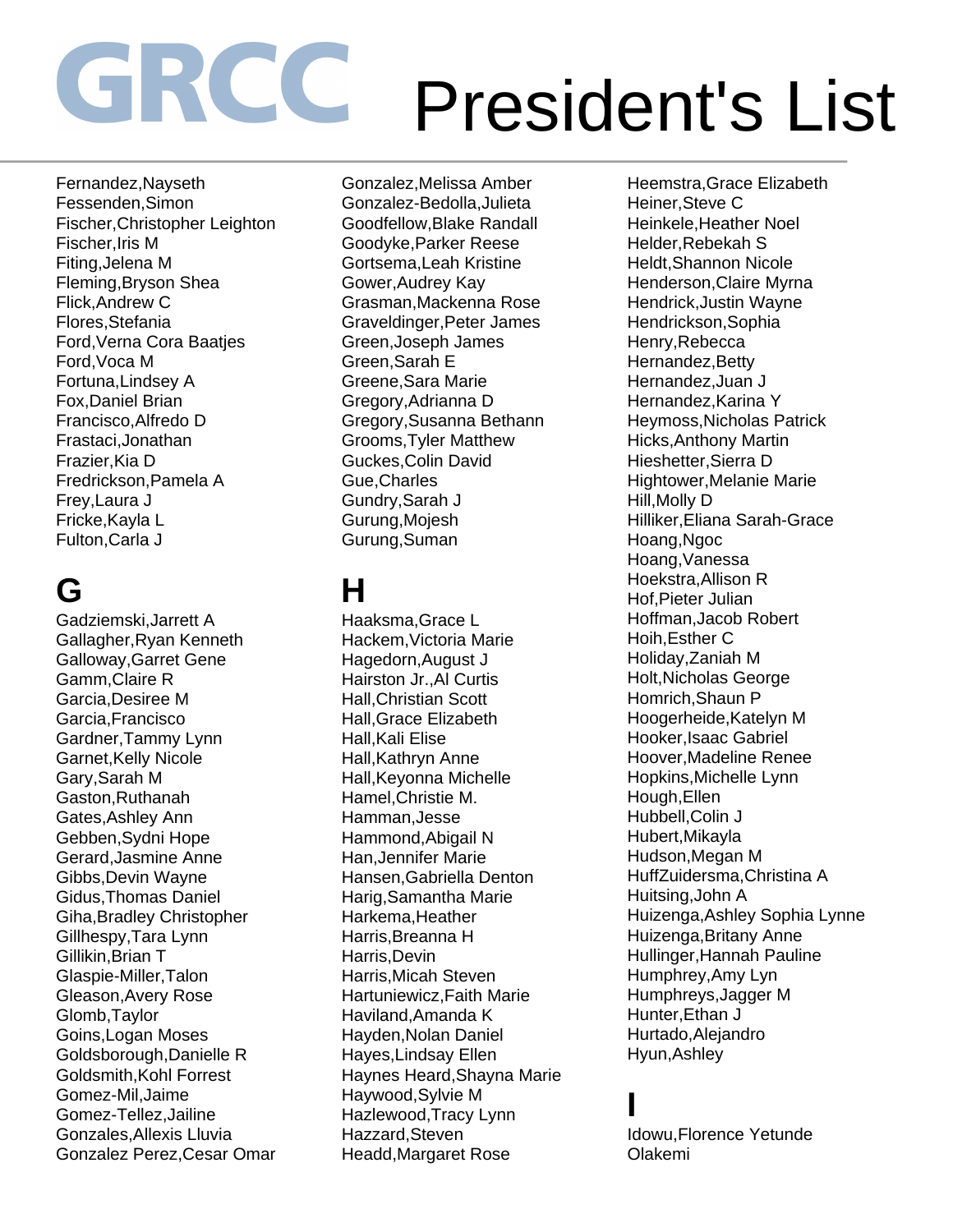# GRCC President's List

Fernandez,Nayseth
Fessenden,Simon
Fischer,Christopher Leighton
Fischer,Iris M
Fiting,Jelena M
Fleming,Bryson Shea
Flick,Andrew C
Flores,Stefania
Ford,Verna Cora Baatjes
Ford,Voca M
Fortuna,Lindsey A
Fox,Daniel Brian
Francisco,Alfredo D
Frastaci,Jonathan
Frazier,Kia D
Fredrickson,Pamela A
Frey,Laura J
Fricke,Kayla L
Fulton,Carla J

## G

Gadziemski,Jarrett A
Gallagher,Ryan Kenneth
Galloway,Garret Gene
Gamm,Claire R
Garcia,Desiree M
Garcia,Francisco
Gardner,Tammy Lynn
Garnet,Kelly Nicole
Gary,Sarah M
Gaston,Ruthanah
Gates,Ashley Ann
Gebben,Sydni Hope
Gerard,Jasmine Anne
Gibbs,Devin Wayne
Gidus,Thomas Daniel
Giha,Bradley Christopher
Gillhespy,Tara Lynn
Gillikin,Brian T
Glaspie-Miller,Talon
Gleason,Avery Rose
Glomb,Taylor
Goins,Logan Moses
Goldsborough,Danielle R
Goldsmith,Kohl Forrest
Gomez-Mil,Jaime
Gomez-Tellez,Jailine
Gonzales,Allexis Lluvia
Gonzalez Perez,Cesar Omar
Gonzalez,Melissa Amber
Gonzalez-Bedolla,Julieta
Goodfellow,Blake Randall
Goodyke,Parker Reese
Gortsema,Leah Kristine
Gower,Audrey Kay
Grasman,Mackenna Rose
Graveldinger,Peter James
Green,Joseph James
Green,Sarah E
Greene,Sara Marie
Gregory,Adrianna D
Gregory,Susanna Bethann
Grooms,Tyler Matthew
Guckes,Colin David
Gue,Charles
Gundry,Sarah J
Gurung,Mojesh
Gurung,Suman

## H

Haaksma,Grace L
Hackem,Victoria Marie
Hagedorn,August J
Hairston Jr.,Al Curtis
Hall,Christian Scott
Hall,Grace Elizabeth
Hall,Kali Elise
Hall,Kathryn Anne
Hall,Keyonna Michelle
Hamel,Christie M.
Hamman,Jesse
Hammond,Abigail N
Han,Jennifer Marie
Hansen,Gabriella Denton
Harig,Samantha Marie
Harkema,Heather
Harris,Breanna H
Harris,Devin
Harris,Micah Steven
Hartuniewicz,Faith Marie
Haviland,Amanda K
Hayden,Nolan Daniel
Hayes,Lindsay Ellen
Haynes Heard,Shayna Marie
Haywood,Sylvie M
Hazlewood,Tracy Lynn
Hazzard,Steven
Headd,Margaret Rose
Heemstra,Grace Elizabeth
Heiner,Steve C
Heinkele,Heather Noel
Helder,Rebekah S
Heldt,Shannon Nicole
Henderson,Claire Myrna
Hendrick,Justin Wayne
Hendrickson,Sophia
Henry,Rebecca
Hernandez,Betty
Hernandez,Juan J
Hernandez,Karina Y
Heymoss,Nicholas Patrick
Hicks,Anthony Martin
Hieshetter,Sierra D
Hightower,Melanie Marie
Hill,Molly D
Hilliker,Eliana Sarah-Grace
Hoang,Ngoc
Hoang,Vanessa
Hoekstra,Allison R
Hof,Pieter Julian
Hoffman,Jacob Robert
Hoih,Esther C
Holiday,Zaniah M
Holt,Nicholas George
Homrich,Shaun P
Hoogerheide,Katelyn M
Hooker,Isaac Gabriel
Hoover,Madeline Renee
Hopkins,Michelle Lynn
Hough,Ellen
Hubbell,Colin J
Hubert,Mikayla
Hudson,Megan M
HuffZuidersma,Christina A
Huitsing,John A
Huizenga,Ashley Sophia Lynne
Huizenga,Britany Anne
Hullinger,Hannah Pauline
Humphrey,Amy Lyn
Humphreys,Jagger M
Hunter,Ethan J
Hurtado,Alejandro
Hyun,Ashley

## I

Idowu,Florence Yetunde Olakemi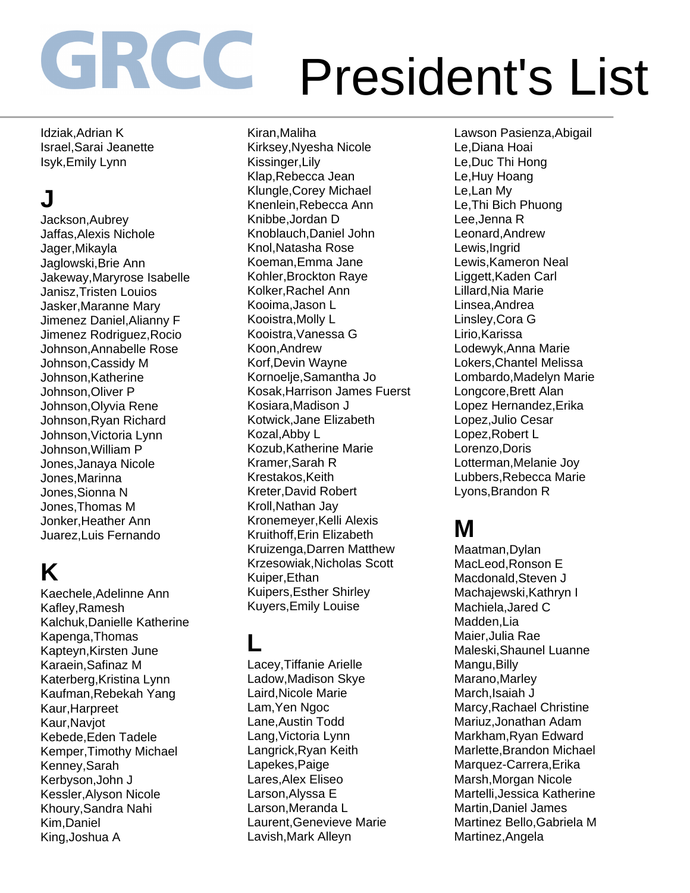# GRCC President's List

Idziak,Adrian K
Israel,Sarai Jeanette
Isyk,Emily Lynn

## J

Jackson,Aubrey
Jaffas,Alexis Nichole
Jager,Mikayla
Jaglowski,Brie Ann
Jakeway,Maryrose Isabelle
Janisz,Tristen Louios
Jasker,Maranne Mary
Jimenez Daniel,Alianny F
Jimenez Rodriguez,Rocio
Johnson,Annabelle Rose
Johnson,Cassidy M
Johnson,Katherine
Johnson,Oliver P
Johnson,Olyvia Rene
Johnson,Ryan Richard
Johnson,Victoria Lynn
Johnson,William P
Jones,Janaya Nicole
Jones,Marinna
Jones,Sionna N
Jones,Thomas M
Jonker,Heather Ann
Juarez,Luis Fernando

## K

Kaechele,Adelinne Ann
Kafley,Ramesh
Kalchuk,Danielle Katherine
Kapenga,Thomas
Kapteyn,Kirsten June
Karaein,Safinaz M
Katerberg,Kristina Lynn
Kaufman,Rebekah Yang
Kaur,Harpreet
Kaur,Navjot
Kebede,Eden Tadele
Kemper,Timothy Michael
Kenney,Sarah
Kerbyson,John J
Kessler,Alyson Nicole
Khoury,Sandra Nahi
Kim,Daniel
King,Joshua A
Kiran,Maliha
Kirksey,Nyesha Nicole
Kissinger,Lily
Klap,Rebecca Jean
Klungle,Corey Michael
Knenlein,Rebecca Ann
Knibbe,Jordan D
Knoblauch,Daniel John
Knol,Natasha Rose
Koeman,Emma Jane
Kohler,Brockton Raye
Kolker,Rachel Ann
Kooima,Jason L
Kooistra,Molly L
Kooistra,Vanessa G
Koon,Andrew
Korf,Devin Wayne
Kornoelje,Samantha Jo
Kosak,Harrison James Fuerst
Kosiara,Madison J
Kotwick,Jane Elizabeth
Kozal,Abby L
Kozub,Katherine Marie
Kramer,Sarah R
Krestakos,Keith
Kreter,David Robert
Kroll,Nathan Jay
Kronemeyer,Kelli Alexis
Kruithoff,Erin Elizabeth
Kruizenga,Darren Matthew
Krzesowiak,Nicholas Scott
Kuiper,Ethan
Kuipers,Esther Shirley
Kuyers,Emily Louise

## L

Lacey,Tiffanie Arielle
Ladow,Madison Skye
Laird,Nicole Marie
Lam,Yen Ngoc
Lane,Austin Todd
Lang,Victoria Lynn
Langrick,Ryan Keith
Lapekes,Paige
Lares,Alex Eliseo
Larson,Alyssa E
Larson,Meranda L
Laurent,Genevieve Marie
Lavish,Mark Alleyn
Lawson Pasienza,Abigail
Le,Diana Hoai
Le,Duc Thi Hong
Le,Huy Hoang
Le,Lan My
Le,Thi Bich Phuong
Lee,Jenna R
Leonard,Andrew
Lewis,Ingrid
Lewis,Kameron Neal
Liggett,Kaden Carl
Lillard,Nia Marie
Linsea,Andrea
Linsley,Cora G
Lirio,Karissa
Lodewyk,Anna Marie
Lokers,Chantel Melissa
Lombardo,Madelyn Marie
Longcore,Brett Alan
Lopez Hernandez,Erika
Lopez,Julio Cesar
Lopez,Robert L
Lorenzo,Doris
Lotterman,Melanie Joy
Lubbers,Rebecca Marie
Lyons,Brandon R

## M

Maatman,Dylan
MacLeod,Ronson E
Macdonald,Steven J
Machajewski,Kathryn I
Machiela,Jared C
Madden,Lia
Maier,Julia Rae
Maleski,Shaunel Luanne
Mangu,Billy
Marano,Marley
March,Isaiah J
Marcy,Rachael Christine
Mariuz,Jonathan Adam
Markham,Ryan Edward
Marlette,Brandon Michael
Marquez-Carrera,Erika
Marsh,Morgan Nicole
Martelli,Jessica Katherine
Martin,Daniel James
Martinez Bello,Gabriela M
Martinez,Angela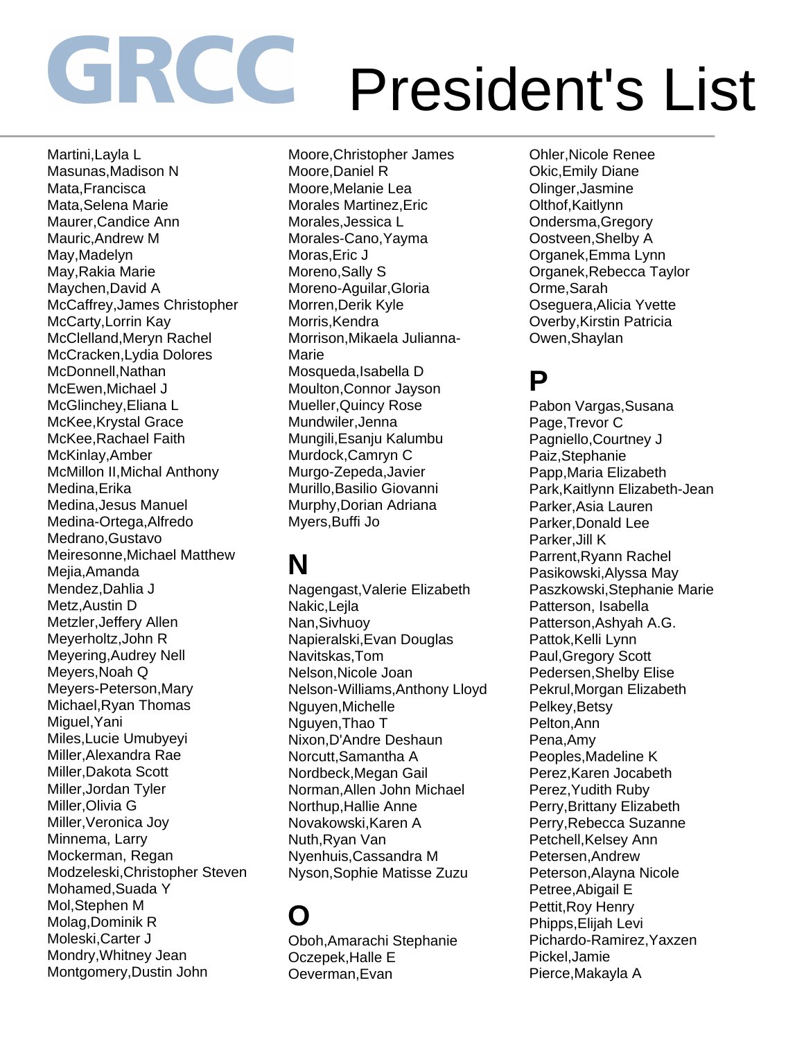# GRCC President's List

Martini,Layla L
Masunas,Madison N
Mata,Francisca
Mata,Selena Marie
Maurer,Candice Ann
Mauric,Andrew M
May,Madelyn
May,Rakia Marie
Maychen,David A
McCaffrey,James Christopher
McCarty,Lorrin Kay
McClelland,Meryn Rachel
McCracken,Lydia Dolores
McDonnell,Nathan
McEwen,Michael J
McGlinchey,Eliana L
McKee,Krystal Grace
McKee,Rachael Faith
McKinlay,Amber
McMillon II,Michal Anthony
Medina,Erika
Medina,Jesus Manuel
Medina-Ortega,Alfredo
Medrano,Gustavo
Meiresonne,Michael Matthew
Mejia,Amanda
Mendez,Dahlia J
Metz,Austin D
Metzler,Jeffery Allen
Meyerholtz,John R
Meyering,Audrey Nell
Meyers,Noah Q
Meyers-Peterson,Mary
Michael,Ryan Thomas
Miguel,Yani
Miles,Lucie Umubyeyi
Miller,Alexandra Rae
Miller,Dakota Scott
Miller,Jordan Tyler
Miller,Olivia G
Miller,Veronica Joy
Minnema, Larry
Mockerman, Regan
Modzeleski,Christopher Steven
Mohamed,Suada Y
Mol,Stephen M
Molag,Dominik R
Moleski,Carter J
Mondry,Whitney Jean
Montgomery,Dustin John
Moore,Christopher James
Moore,Daniel R
Moore,Melanie Lea
Morales Martinez,Eric
Morales,Jessica L
Morales-Cano,Yayma
Moras,Eric J
Moreno,Sally S
Moreno-Aguilar,Gloria
Morren,Derik Kyle
Morris,Kendra
Morrison,Mikaela Julianna-Marie
Mosqueda,Isabella D
Moulton,Connor Jayson
Mueller,Quincy Rose
Mundwiler,Jenna
Mungili,Esanju Kalumbu
Murdock,Camryn C
Murgo-Zepeda,Javier
Murillo,Basilio Giovanni
Murphy,Dorian Adriana
Myers,Buffi Jo

## N

Nagengast,Valerie Elizabeth
Nakic,Lejla
Nan,Sivhuoy
Napieralski,Evan Douglas
Navitskas,Tom
Nelson,Nicole Joan
Nelson-Williams,Anthony Lloyd
Nguyen,Michelle
Nguyen,Thao T
Nixon,D'Andre Deshaun
Norcutt,Samantha A
Nordbeck,Megan Gail
Norman,Allen John Michael
Northup,Hallie Anne
Novakowski,Karen A
Nuth,Ryan Van
Nyenhuis,Cassandra M
Nyson,Sophie Matisse Zuzu

## O

Oboh,Amarachi Stephanie
Oczepek,Halle E
Oeverman,Evan
Ohler,Nicole Renee
Okic,Emily Diane
Olinger,Jasmine
Olthof,Kaitlynn
Ondersma,Gregory
Oostveen,Shelby A
Organek,Emma Lynn
Organek,Rebecca Taylor
Orme,Sarah
Oseguera,Alicia Yvette
Overby,Kirstin Patricia
Owen,Shaylan

## P

Pabon Vargas,Susana
Page,Trevor C
Pagniello,Courtney J
Paiz,Stephanie
Papp,Maria Elizabeth
Park,Kaitlynn Elizabeth-Jean
Parker,Asia Lauren
Parker,Donald Lee
Parker,Jill K
Parrent,Ryann Rachel
Pasikowski,Alyssa May
Paszkowski,Stephanie Marie
Patterson, Isabella
Patterson,Ashyah A.G.
Pattok,Kelli Lynn
Paul,Gregory Scott
Pedersen,Shelby Elise
Pekrul,Morgan Elizabeth
Pelkey,Betsy
Pelton,Ann
Pena,Amy
Peoples,Madeline K
Perez,Karen Jocabeth
Perez,Yudith Ruby
Perry,Brittany Elizabeth
Perry,Rebecca Suzanne
Petchell,Kelsey Ann
Petersen,Andrew
Peterson,Alayna Nicole
Petree,Abigail E
Pettit,Roy Henry
Phipps,Elijah Levi
Pichardo-Ramirez,Yaxzen
Pickel,Jamie
Pierce,Makayla A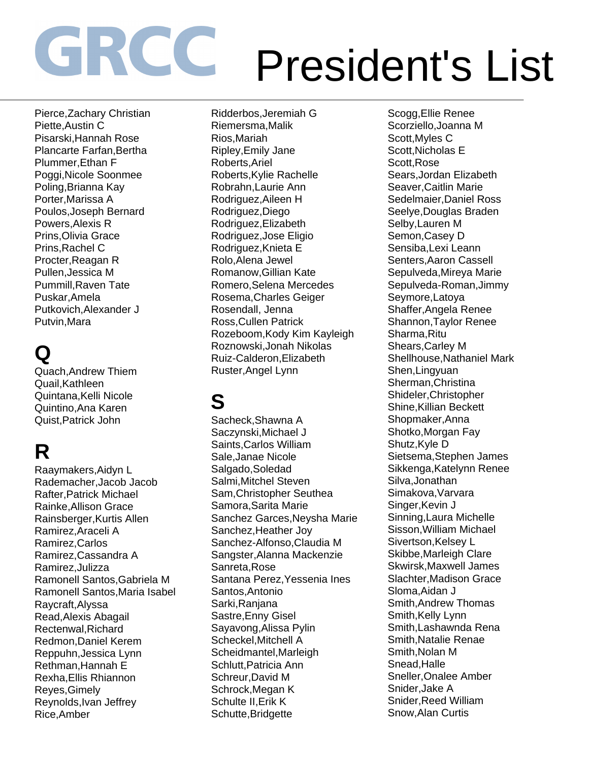# GRCC President's List

Pierce,Zachary Christian
Piette,Austin C
Pisarski,Hannah Rose
Plancarte Farfan,Bertha
Plummer,Ethan F
Poggi,Nicole Soonmee
Poling,Brianna Kay
Porter,Marissa A
Poulos,Joseph Bernard
Powers,Alexis R
Prins,Olivia Grace
Prins,Rachel C
Procter,Reagan R
Pullen,Jessica M
Pummill,Raven Tate
Puskar,Amela
Putkovich,Alexander J
Putvin,Mara

## Q

Quach,Andrew Thiem
Quail,Kathleen
Quintana,Kelli Nicole
Quintino,Ana Karen
Quist,Patrick John

## R

Raaymakers,Aidyn L
Rademacher,Jacob Jacob
Rafter,Patrick Michael
Rainke,Allison Grace
Rainsberger,Kurtis Allen
Ramirez,Araceli A
Ramirez,Carlos
Ramirez,Cassandra A
Ramirez,Julizza
Ramonell Santos,Gabriela M
Ramonell Santos,Maria Isabel
Raycraft,Alyssa
Read,Alexis Abagail
Rectenwal,Richard
Redmon,Daniel Kerem
Reppuhn,Jessica Lynn
Rethman,Hannah E
Rexha,Ellis Rhiannon
Reyes,Gimely
Reynolds,Ivan Jeffrey
Rice,Amber
Ridderbos,Jeremiah G
Riemersma,Malik
Rios,Mariah
Ripley,Emily Jane
Roberts,Ariel
Roberts,Kylie Rachelle
Robrahn,Laurie Ann
Rodriguez,Aileen H
Rodriguez,Diego
Rodriguez,Elizabeth
Rodriguez,Jose Eligio
Rodriguez,Knieta E
Rolo,Alena Jewel
Romanow,Gillian Kate
Romero,Selena Mercedes
Rosema,Charles Geiger
Rosendall, Jenna
Ross,Cullen Patrick
Rozeboom,Kody Kim Kayleigh
Roznowski,Jonah Nikolas
Ruiz-Calderon,Elizabeth
Ruster,Angel Lynn

## S

Sacheck,Shawna A
Saczynski,Michael J
Saints,Carlos William
Sale,Janae Nicole
Salgado,Soledad
Salmi,Mitchel Steven
Sam,Christopher Seuthea
Samora,Sarita Marie
Sanchez Garces,Neysha Marie
Sanchez,Heather Joy
Sanchez-Alfonso,Claudia M
Sangster,Alanna Mackenzie
Sanreta,Rose
Santana Perez,Yessenia Ines
Santos,Antonio
Sarki,Ranjana
Sastre,Enny Gisel
Sayavong,Alissa Pylin
Scheckel,Mitchell A
Scheidmantel,Marleigh
Schlutt,Patricia Ann
Schreur,David M
Schrock,Megan K
Schulte II,Erik K
Schutte,Bridgette
Scogg,Ellie Renee
Scorziello,Joanna M
Scott,Myles C
Scott,Nicholas E
Scott,Rose
Sears,Jordan Elizabeth
Seaver,Caitlin Marie
Sedelmaier,Daniel Ross
Seelye,Douglas Braden
Selby,Lauren M
Semon,Casey D
Sensiba,Lexi Leann
Senters,Aaron Cassell
Sepulveda,Mireya Marie
Sepulveda-Roman,Jimmy
Seymore,Latoya
Shaffer,Angela Renee
Shannon,Taylor Renee
Sharma,Ritu
Shears,Carley M
Shellhouse,Nathaniel Mark
Shen,Lingyuan
Sherman,Christina
Shideler,Christopher
Shine,Killian Beckett
Shopmaker,Anna
Shotko,Morgan Fay
Shutz,Kyle D
Sietsema,Stephen James
Sikkenga,Katelynn Renee
Silva,Jonathan
Simakova,Varvara
Singer,Kevin J
Sinning,Laura Michelle
Sisson,William Michael
Sivertson,Kelsey L
Skibbe,Marleigh Clare
Skwirsk,Maxwell James
Slachter,Madison Grace
Sloma,Aidan J
Smith,Andrew Thomas
Smith,Kelly Lynn
Smith,Lashawnda Rena
Smith,Natalie Renae
Smith,Nolan M
Snead,Halle
Sneller,Onalee Amber
Snider,Jake A
Snider,Reed William
Snow,Alan Curtis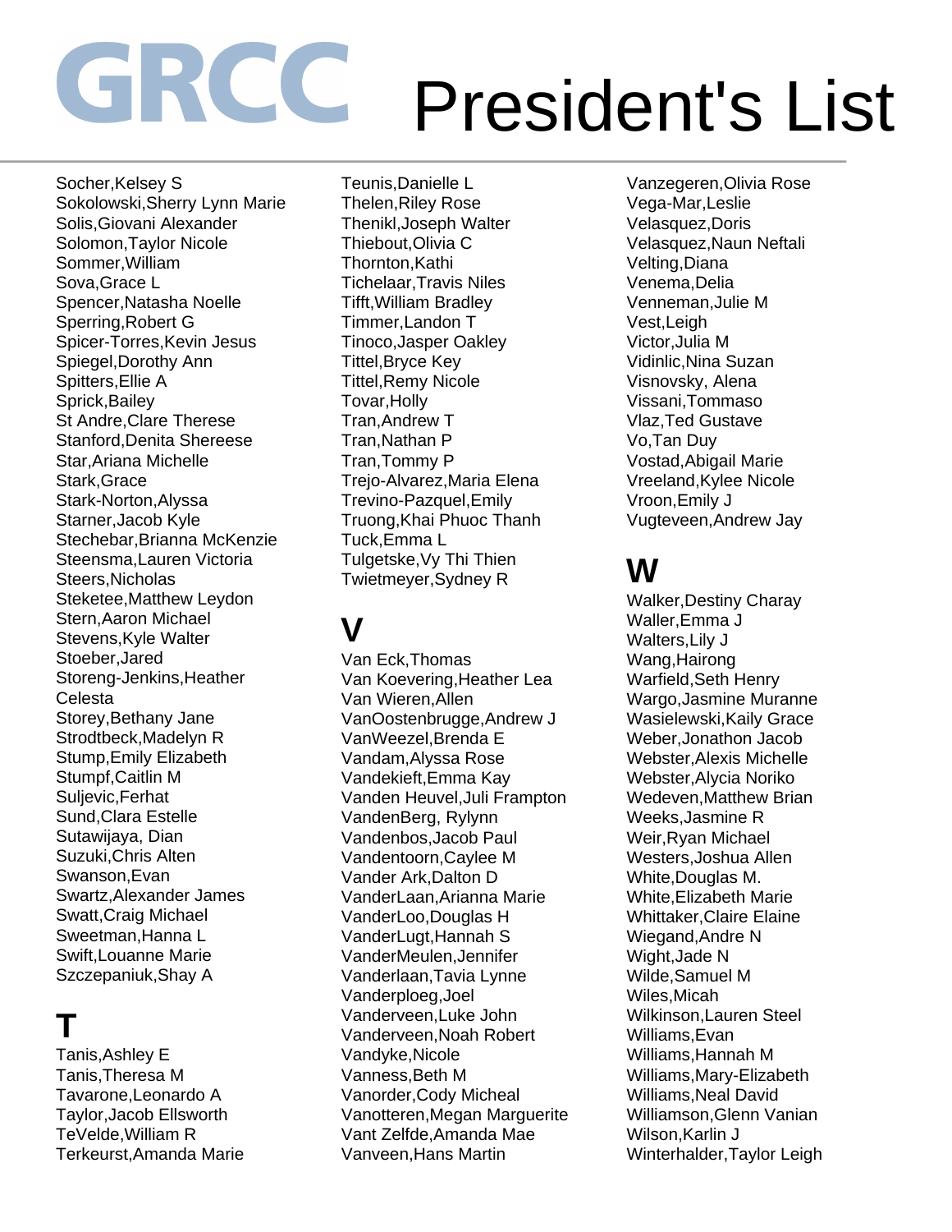# GRCC President's List

Socher,Kelsey S
Sokolowski,Sherry Lynn Marie
Solis,Giovani Alexander
Solomon,Taylor Nicole
Sommer,William
Sova,Grace L
Spencer,Natasha Noelle
Sperring,Robert G
Spicer-Torres,Kevin Jesus
Spiegel,Dorothy Ann
Spitters,Ellie A
Sprick,Bailey
St Andre,Clare Therese
Stanford,Denita Shereese
Star,Ariana Michelle
Stark,Grace
Stark-Norton,Alyssa
Starner,Jacob Kyle
Stechebar,Brianna McKenzie
Steensma,Lauren Victoria
Steers,Nicholas
Steketee,Matthew Leydon
Stern,Aaron Michael
Stevens,Kyle Walter
Stoeber,Jared
Storeng-Jenkins,Heather Celesta
Storey,Bethany Jane
Strodtbeck,Madelyn R
Stump,Emily Elizabeth
Stumpf,Caitlin M
Suljevic,Ferhat
Sund,Clara Estelle
Sutawijaya, Dian
Suzuki,Chris Alten
Swanson,Evan
Swartz,Alexander James
Swatt,Craig Michael
Sweetman,Hanna L
Swift,Louanne Marie
Szczepaniuk,Shay A

## T

Tanis,Ashley E
Tanis,Theresa M
Tavarone,Leonardo A
Taylor,Jacob Ellsworth
TeVelde,William R
Terkeurst,Amanda Marie
Teunis,Danielle L
Thelen,Riley Rose
Thenikl,Joseph Walter
Thiebout,Olivia C
Thornton,Kathi
Tichelaar,Travis Niles
Tifft,William Bradley
Timmer,Landon T
Tinoco,Jasper Oakley
Tittel,Bryce Key
Tittel,Remy Nicole
Tovar,Holly
Tran,Andrew T
Tran,Nathan P
Tran,Tommy P
Trejo-Alvarez,Maria Elena
Trevino-Pazquel,Emily
Truong,Khai Phuoc Thanh
Tuck,Emma L
Tulgetske,Vy Thi Thien
Twietmeyer,Sydney R

## V

Van Eck,Thomas
Van Koevering,Heather Lea
Van Wieren,Allen
VanOostenbrugge,Andrew J
VanWeezel,Brenda E
Vandam,Alyssa Rose
Vandekieft,Emma Kay
Vanden Heuvel,Juli Frampton
VandenBerg, Rylynn
Vandenbos,Jacob Paul
Vandentoorn,Caylee M
Vander Ark,Dalton D
VanderLaan,Arianna Marie
VanderLoo,Douglas H
VanderLugt,Hannah S
VanderMeulen,Jennifer
Vanderlaan,Tavia Lynne
Vanderploeg,Joel
Vanderveen,Luke John
Vanderveen,Noah Robert
Vandyke,Nicole
Vanness,Beth M
Vanorder,Cody Micheal
Vanotteren,Megan Marguerite
Vant Zelfde,Amanda Mae
Vanveen,Hans Martin
Vanzegeren,Olivia Rose
Vega-Mar,Leslie
Velasquez,Doris
Velasquez,Naun Neftali
Velting,Diana
Venema,Delia
Venneman,Julie M
Vest,Leigh
Victor,Julia M
Vidinlic,Nina Suzan
Visnovsky, Alena
Vissani,Tommaso
Vlaz,Ted Gustave
Vo,Tan Duy
Vostad,Abigail Marie
Vreeland,Kylee Nicole
Vroon,Emily J
Vugteveen,Andrew Jay

## W

Walker,Destiny Charay
Waller,Emma J
Walters,Lily J
Wang,Hairong
Warfield,Seth Henry
Wargo,Jasmine Muranne
Wasielewski,Kaily Grace
Weber,Jonathon Jacob
Webster,Alexis Michelle
Webster,Alycia Noriko
Wedeven,Matthew Brian
Weeks,Jasmine R
Weir,Ryan Michael
Westers,Joshua Allen
White,Douglas M.
White,Elizabeth Marie
Whittaker,Claire Elaine
Wiegand,Andre N
Wight,Jade N
Wilde,Samuel M
Wiles,Micah
Wilkinson,Lauren Steel
Williams,Evan
Williams,Hannah M
Williams,Mary-Elizabeth
Williams,Neal David
Williamson,Glenn Vanian
Wilson,Karlin J
Winterhalder,Taylor Leigh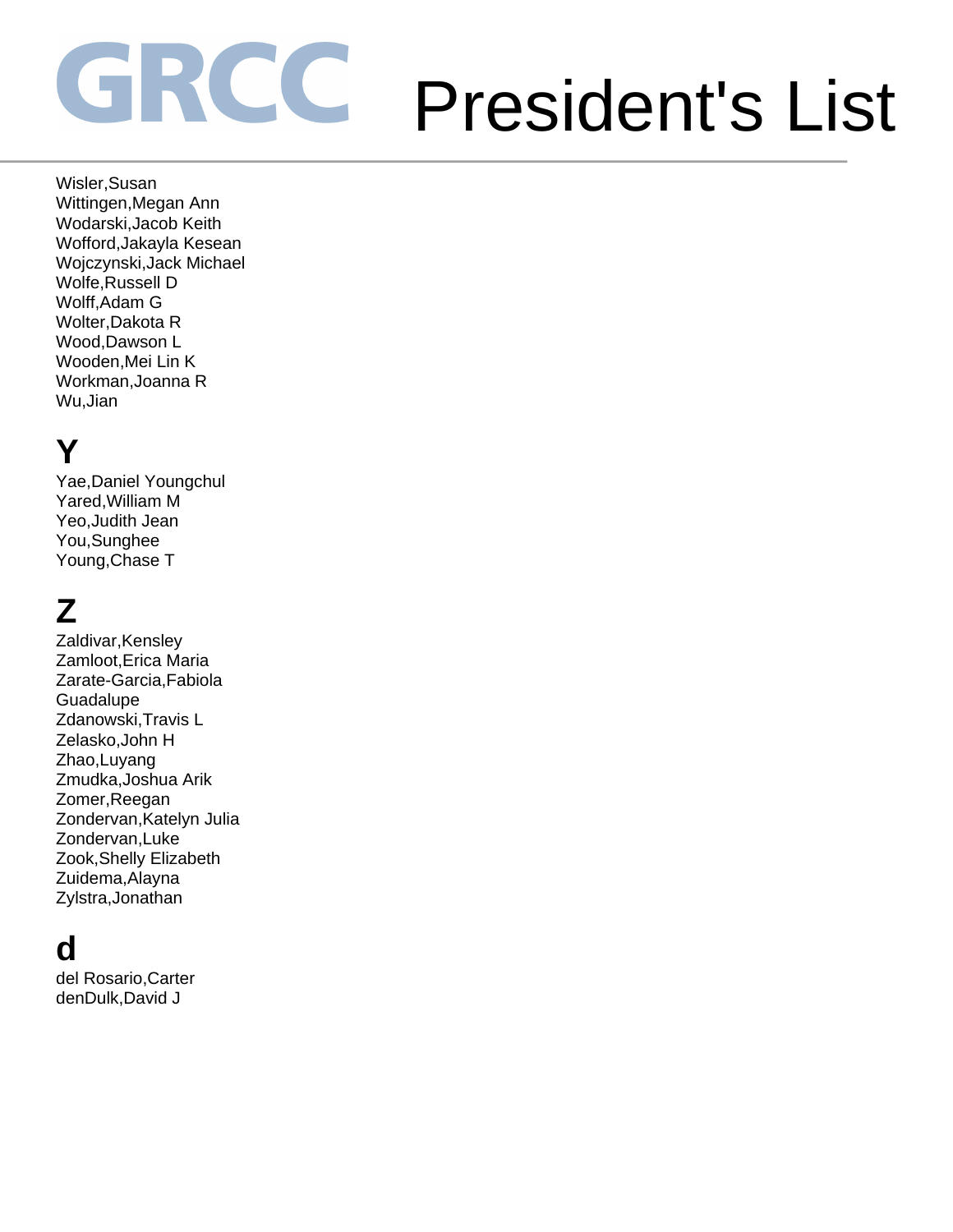# GRCC President's List

Wisler,Susan
Wittingen,Megan Ann
Wodarski,Jacob Keith
Wofford,Jakayla Kesean
Wojczynski,Jack Michael
Wolfe,Russell D
Wolff,Adam G
Wolter,Dakota R
Wood,Dawson L
Wooden,Mei Lin K
Workman,Joanna R
Wu,Jian

## Y

Yae,Daniel Youngchul
Yared,William M
Yeo,Judith Jean
You,Sunghee
Young,Chase T

## Z

Zaldivar,Kensley
Zamloot,Erica Maria
Zarate-Garcia,Fabiola Guadalupe
Zdanowski,Travis L
Zelasko,John H
Zhao,Luyang
Zmudka,Joshua Arik
Zomer,Reegan
Zondervan,Katelyn Julia
Zondervan,Luke
Zook,Shelly Elizabeth
Zuidema,Alayna
Zylstra,Jonathan

## d

del Rosario,Carter
denDulk,David J